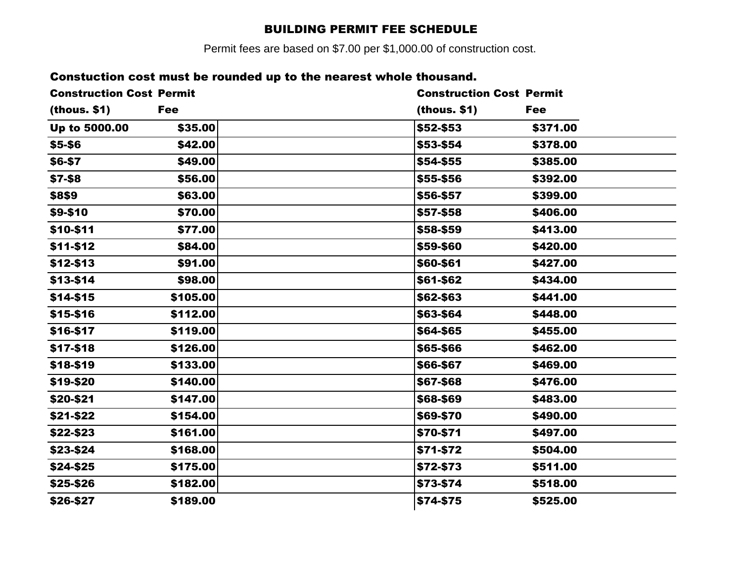# BUILDING PERMIT FEE SCHEDULE

Permit fees are based on $7.00 per $1,000.00 of construction cost.

**Constuction cost must be rounded up to the nearest whole thousand.**

| Construction Cost (thous. $1) | Permit Fee | Construction Cost (thous. $1) | Permit Fee |
|---|---|---|---|
| Up to 5000.00 | $35.00 | $52-$53 | $371.00 |
| $5-$6 | $42.00 | $53-$54 | $378.00 |
| $6-$7 | $49.00 | $54-$55 | $385.00 |
| $7-$8 | $56.00 | $55-$56 | $392.00 |
| $8$9 | $63.00 | $56-$57 | $399.00 |
| $9-$10 | $70.00 | $57-$58 | $406.00 |
| $10-$11 | $77.00 | $58-$59 | $413.00 |
| $11-$12 | $84.00 | $59-$60 | $420.00 |
| $12-$13 | $91.00 | $60-$61 | $427.00 |
| $13-$14 | $98.00 | $61-$62 | $434.00 |
| $14-$15 | $105.00 | $62-$63 | $441.00 |
| $15-$16 | $112.00 | $63-$64 | $448.00 |
| $16-$17 | $119.00 | $64-$65 | $455.00 |
| $17-$18 | $126.00 | $65-$66 | $462.00 |
| $18-$19 | $133.00 | $66-$67 | $469.00 |
| $19-$20 | $140.00 | $67-$68 | $476.00 |
| $20-$21 | $147.00 | $68-$69 | $483.00 |
| $21-$22 | $154.00 | $69-$70 | $490.00 |
| $22-$23 | $161.00 | $70-$71 | $497.00 |
| $23-$24 | $168.00 | $71-$72 | $504.00 |
| $24-$25 | $175.00 | $72-$73 | $511.00 |
| $25-$26 | $182.00 | $73-$74 | $518.00 |
| $26-$27 | $189.00 | $74-$75 | $525.00 |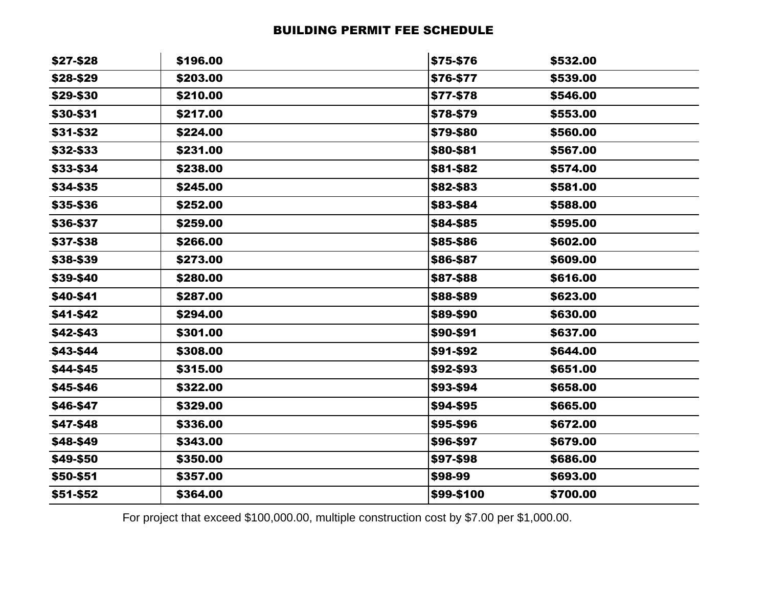## BUILDING PERMIT FEE SCHEDULE

| | | | |
|---|---|---|---|
| $27-$28 | $196.00 | $75-$76 | $532.00 |
| $28-$29 | $203.00 | $76-$77 | $539.00 |
| $29-$30 | $210.00 | $77-$78 | $546.00 |
| $30-$31 | $217.00 | $78-$79 | $553.00 |
| $31-$32 | $224.00 | $79-$80 | $560.00 |
| $32-$33 | $231.00 | $80-$81 | $567.00 |
| $33-$34 | $238.00 | $81-$82 | $574.00 |
| $34-$35 | $245.00 | $82-$83 | $581.00 |
| $35-$36 | $252.00 | $83-$84 | $588.00 |
| $36-$37 | $259.00 | $84-$85 | $595.00 |
| $37-$38 | $266.00 | $85-$86 | $602.00 |
| $38-$39 | $273.00 | $86-$87 | $609.00 |
| $39-$40 | $280.00 | $87-$88 | $616.00 |
| $40-$41 | $287.00 | $88-$89 | $623.00 |
| $41-$42 | $294.00 | $89-$90 | $630.00 |
| $42-$43 | $301.00 | $90-$91 | $637.00 |
| $43-$44 | $308.00 | $91-$92 | $644.00 |
| $44-$45 | $315.00 | $92-$93 | $651.00 |
| $45-$46 | $322.00 | $93-$94 | $658.00 |
| $46-$47 | $329.00 | $94-$95 | $665.00 |
| $47-$48 | $336.00 | $95-$96 | $672.00 |
| $48-$49 | $343.00 | $96-$97 | $679.00 |
| $49-$50 | $350.00 | $97-$98 | $686.00 |
| $50-$51 | $357.00 | $98-99 | $693.00 |
| $51-$52 | $364.00 | $99-$100 | $700.00 |

For project that exceed $100,000.00, multiple construction cost by $7.00 per $1,000.00.